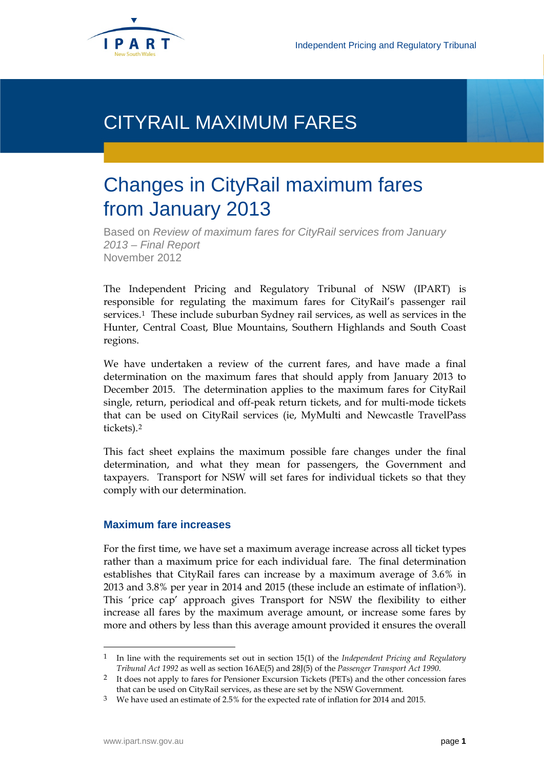CITYRAIL MAXIMUM FARES

# Changes in CityRail maximum fares from January 2013

Based on *Review of maximum fares for CityRail services from January 2013 – Final Report*
November 2012

The Independent Pricing and Regulatory Tribunal of NSW (IPART) is responsible for regulating the maximum fares for CityRail's passenger rail services.[1] These include suburban Sydney rail services, as well as services in the Hunter, Central Coast, Blue Mountains, Southern Highlands and South Coast regions.

We have undertaken a review of the current fares, and have made a final determination on the maximum fares that should apply from January 2013 to December 2015. The determination applies to the maximum fares for CityRail single, return, periodical and off-peak return tickets, and for multi-mode tickets that can be used on CityRail services (ie, MyMulti and Newcastle TravelPass tickets).[2]

This fact sheet explains the maximum possible fare changes under the final determination, and what they mean for passengers, the Government and taxpayers. Transport for NSW will set fares for individual tickets so that they comply with our determination.

## Maximum fare increases

For the first time, we have set a maximum average increase across all ticket types rather than a maximum price for each individual fare. The final determination establishes that CityRail fares can increase by a maximum average of 3.6% in 2013 and 3.8% per year in 2014 and 2015 (these include an estimate of inflation[3]). This 'price cap' approach gives Transport for NSW the flexibility to either increase all fares by the maximum average amount, or increase some fares by more and others by less than this average amount provided it ensures the overall

---

[1] In line with the requirements set out in section 15(1) of the *Independent Pricing and Regulatory Tribunal Act 1992* as well as section 16AE(5) and 28J(5) of the *Passenger Transport Act 1990*.

[2] It does not apply to fares for Pensioner Excursion Tickets (PETs) and the other concession fares that can be used on CityRail services, as these are set by the NSW Government.

[3] We have used an estimate of 2.5% for the expected rate of inflation for 2014 and 2015.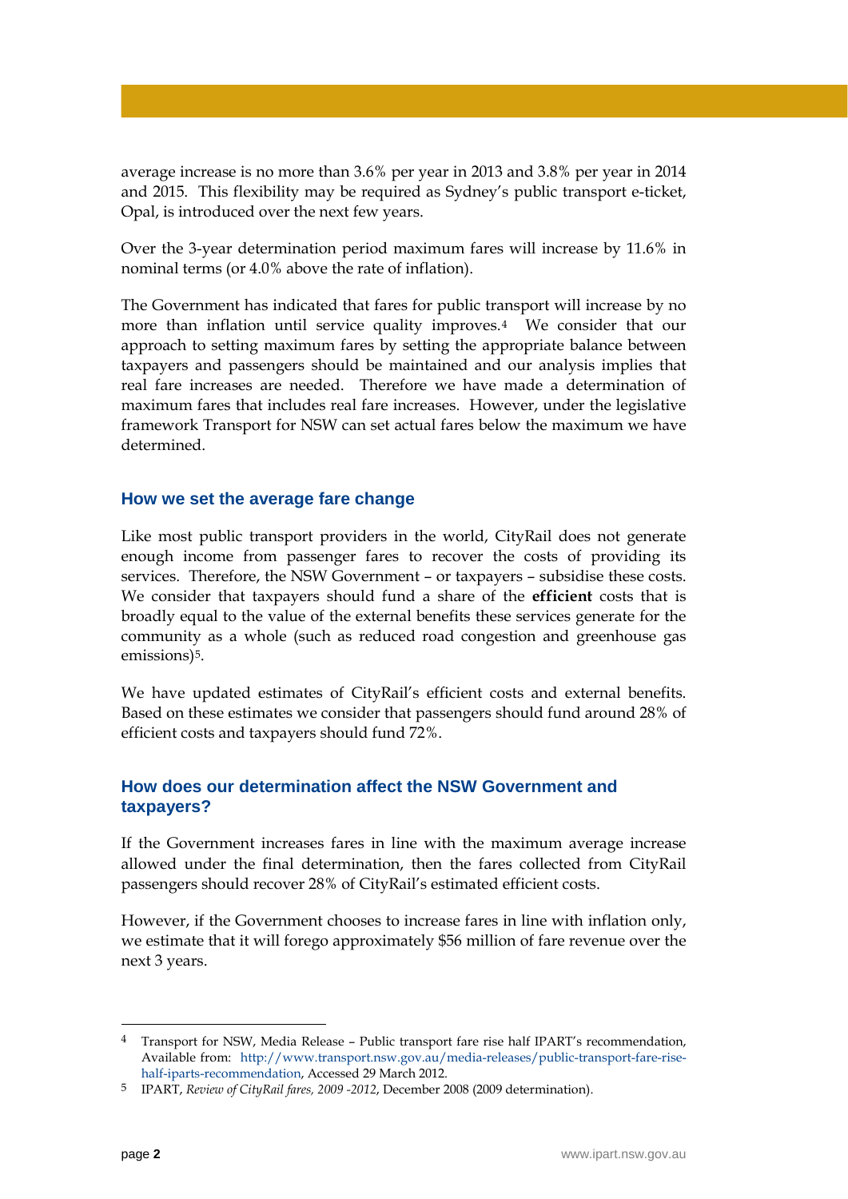average increase is no more than 3.6% per year in 2013 and 3.8% per year in 2014 and 2015. This flexibility may be required as Sydney's public transport e-ticket, Opal, is introduced over the next few years.

Over the 3-year determination period maximum fares will increase by 11.6% in nominal terms (or 4.0% above the rate of inflation).

The Government has indicated that fares for public transport will increase by no more than inflation until service quality improves.[4] We consider that our approach to setting maximum fares by setting the appropriate balance between taxpayers and passengers should be maintained and our analysis implies that real fare increases are needed. Therefore we have made a determination of maximum fares that includes real fare increases. However, under the legislative framework Transport for NSW can set actual fares below the maximum we have determined.

### How we set the average fare change

Like most public transport providers in the world, CityRail does not generate enough income from passenger fares to recover the costs of providing its services. Therefore, the NSW Government – or taxpayers – subsidise these costs. We consider that taxpayers should fund a share of the **efficient** costs that is broadly equal to the value of the external benefits these services generate for the community as a whole (such as reduced road congestion and greenhouse gas emissions)[5].

We have updated estimates of CityRail's efficient costs and external benefits. Based on these estimates we consider that passengers should fund around 28% of efficient costs and taxpayers should fund 72%.

### How does our determination affect the NSW Government and taxpayers?

If the Government increases fares in line with the maximum average increase allowed under the final determination, then the fares collected from CityRail passengers should recover 28% of CityRail's estimated efficient costs.

However, if the Government chooses to increase fares in line with inflation only, we estimate that it will forego approximately $56 million of fare revenue over the next 3 years.

---

4 Transport for NSW, Media Release – Public transport fare rise half IPART's recommendation, Available from: http://www.transport.nsw.gov.au/media-releases/public-transport-fare-rise-half-iparts-recommendation, Accessed 29 March 2012.

5 IPART, *Review of CityRail fares, 2009 -2012*, December 2008 (2009 determination).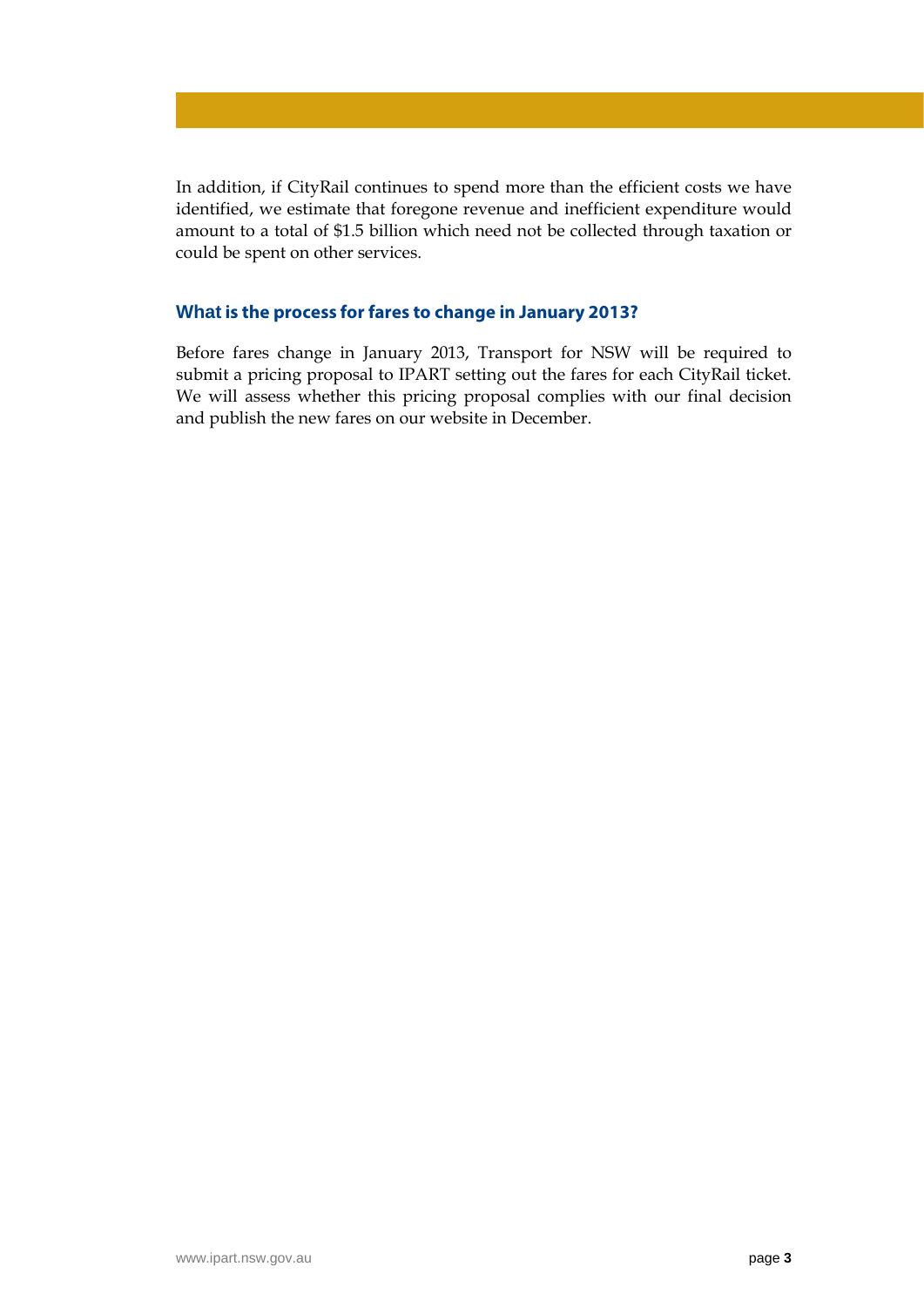In addition, if CityRail continues to spend more than the efficient costs we have identified, we estimate that foregone revenue and inefficient expenditure would amount to a total of $1.5 billion which need not be collected through taxation or could be spent on other services.

### What is the process for fares to change in January 2013?

Before fares change in January 2013, Transport for NSW will be required to submit a pricing proposal to IPART setting out the fares for each CityRail ticket. We will assess whether this pricing proposal complies with our final decision and publish the new fares on our website in December.